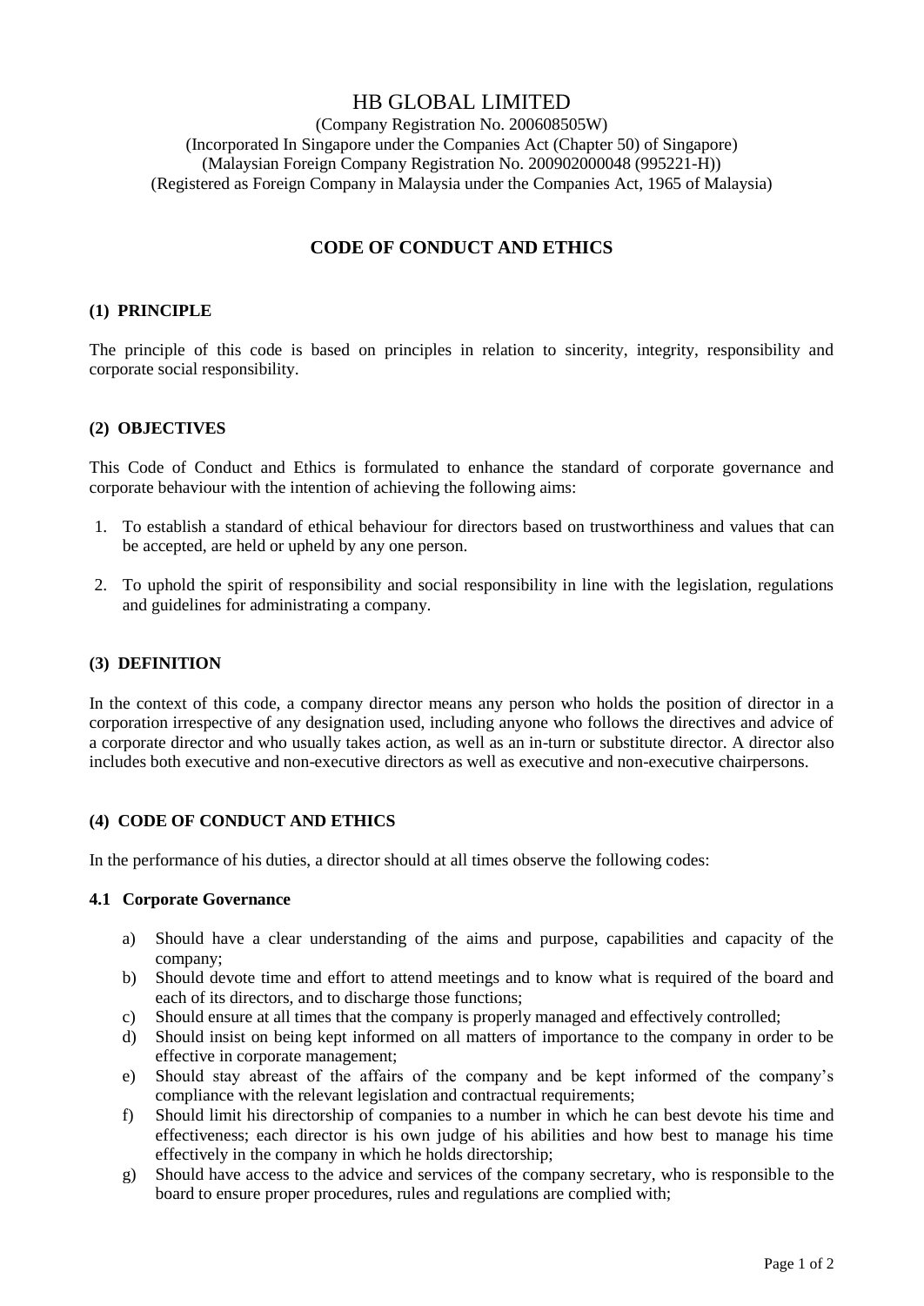# HB GLOBAL LIMITED

(Company Registration No. 200608505W)
(Incorporated In Singapore under the Companies Act (Chapter 50) of Singapore)
(Malaysian Foreign Company Registration No. 200902000048 (995221-H))
(Registered as Foreign Company in Malaysia under the Companies Act, 1965 of Malaysia)

## CODE OF CONDUCT AND ETHICS

### (1) PRINCIPLE

The principle of this code is based on principles in relation to sincerity, integrity, responsibility and corporate social responsibility.

### (2) OBJECTIVES

This Code of Conduct and Ethics is formulated to enhance the standard of corporate governance and corporate behaviour with the intention of achieving the following aims:

1. To establish a standard of ethical behaviour for directors based on trustworthiness and values that can be accepted, are held or upheld by any one person.
2. To uphold the spirit of responsibility and social responsibility in line with the legislation, regulations and guidelines for administrating a company.

### (3) DEFINITION

In the context of this code, a company director means any person who holds the position of director in a corporation irrespective of any designation used, including anyone who follows the directives and advice of a corporate director and who usually takes action, as well as an in-turn or substitute director. A director also includes both executive and non-executive directors as well as executive and non-executive chairpersons.

### (4) CODE OF CONDUCT AND ETHICS

In the performance of his duties, a director should at all times observe the following codes:

#### 4.1 Corporate Governance

a) Should have a clear understanding of the aims and purpose, capabilities and capacity of the company;
b) Should devote time and effort to attend meetings and to know what is required of the board and each of its directors, and to discharge those functions;
c) Should ensure at all times that the company is properly managed and effectively controlled;
d) Should insist on being kept informed on all matters of importance to the company in order to be effective in corporate management;
e) Should stay abreast of the affairs of the company and be kept informed of the company's compliance with the relevant legislation and contractual requirements;
f) Should limit his directorship of companies to a number in which he can best devote his time and effectiveness; each director is his own judge of his abilities and how best to manage his time effectively in the company in which he holds directorship;
g) Should have access to the advice and services of the company secretary, who is responsible to the board to ensure proper procedures, rules and regulations are complied with;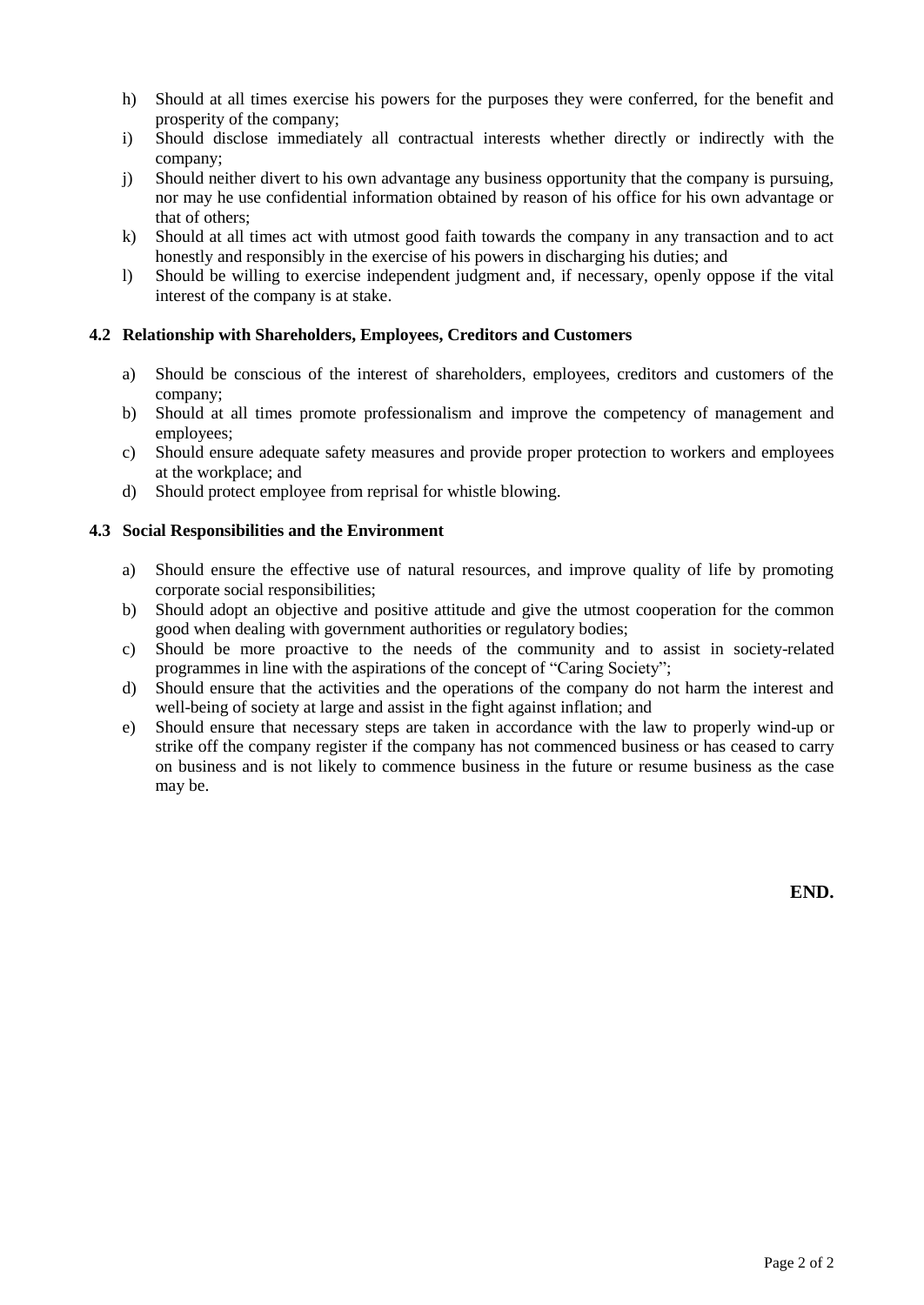h) Should at all times exercise his powers for the purposes they were conferred, for the benefit and prosperity of the company;
i) Should disclose immediately all contractual interests whether directly or indirectly with the company;
j) Should neither divert to his own advantage any business opportunity that the company is pursuing, nor may he use confidential information obtained by reason of his office for his own advantage or that of others;
k) Should at all times act with utmost good faith towards the company in any transaction and to act honestly and responsibly in the exercise of his powers in discharging his duties; and
l) Should be willing to exercise independent judgment and, if necessary, openly oppose if the vital interest of the company is at stake.

### 4.2 Relationship with Shareholders, Employees, Creditors and Customers

a) Should be conscious of the interest of shareholders, employees, creditors and customers of the company;
b) Should at all times promote professionalism and improve the competency of management and employees;
c) Should ensure adequate safety measures and provide proper protection to workers and employees at the workplace; and
d) Should protect employee from reprisal for whistle blowing.

### 4.3 Social Responsibilities and the Environment

a) Should ensure the effective use of natural resources, and improve quality of life by promoting corporate social responsibilities;
b) Should adopt an objective and positive attitude and give the utmost cooperation for the common good when dealing with government authorities or regulatory bodies;
c) Should be more proactive to the needs of the community and to assist in society-related programmes in line with the aspirations of the concept of "Caring Society";
d) Should ensure that the activities and the operations of the company do not harm the interest and well-being of society at large and assist in the fight against inflation; and
e) Should ensure that necessary steps are taken in accordance with the law to properly wind-up or strike off the company register if the company has not commenced business or has ceased to carry on business and is not likely to commence business in the future or resume business as the case may be.

**END.**